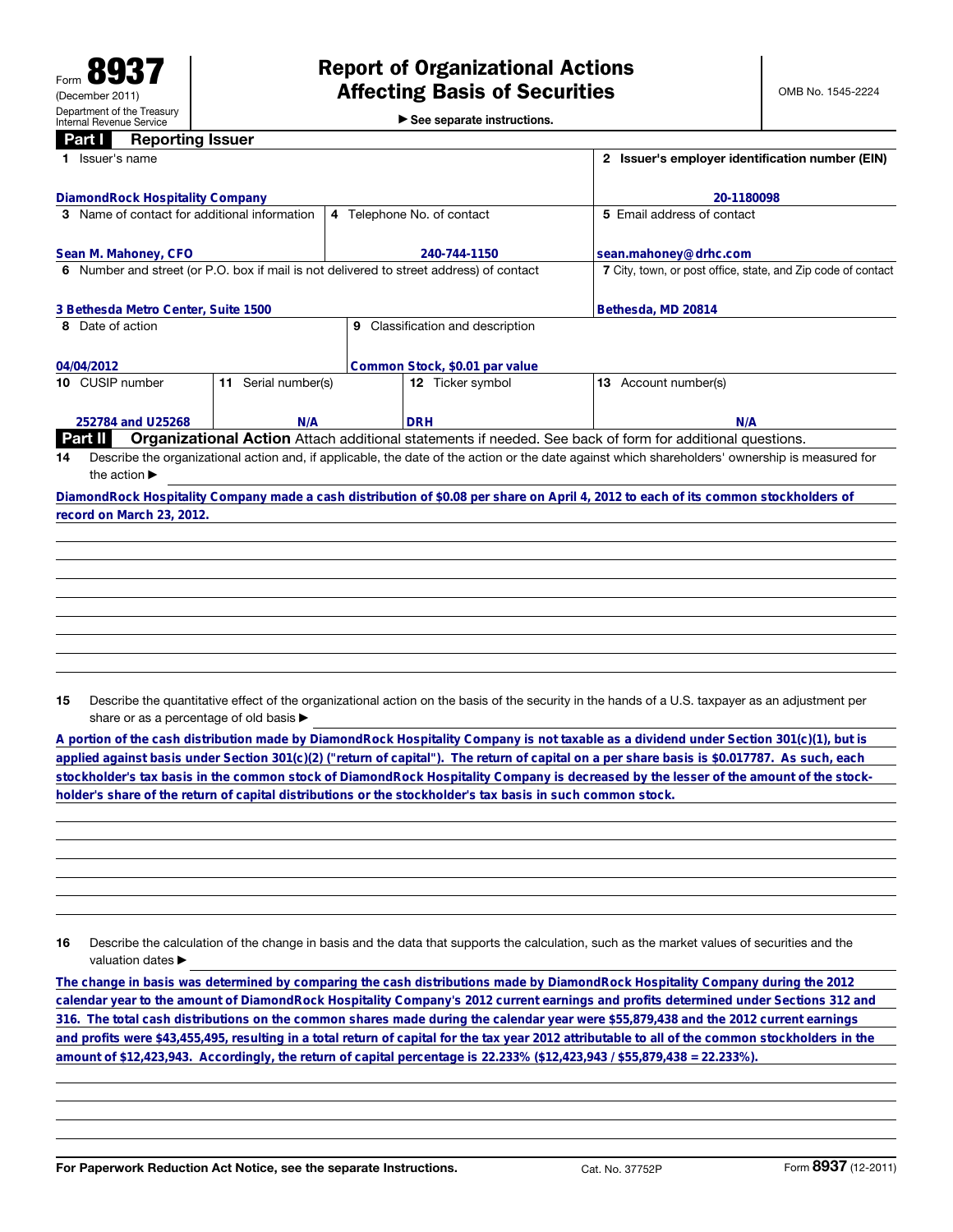Form **8937** (December 2011) Department of the Treasury Internal Revenue Service

# Report of Organizational Actions Affecting Basis of Securities

▶ See separate instructions.

OMB No. 1545-2224

## Part I Reporting Issuer

| 1 Issuer's name | | | 2 Issuer's employer identification number (EIN) |
|---|---|---|---|
| DiamondRock Hospitality Company | | | 20-1180098 |
| 3 Name of contact for additional information | 4 Telephone No. of contact | | 5 Email address of contact |
| Sean M. Mahoney, CFO | 240-744-1150 | | sean.mahoney@drhc.com |
| 6 Number and street (or P.O. box if mail is not delivered to street address) of contact | | | 7 City, town, or post office, state, and Zip code of contact |
| 3 Bethesda Metro Center, Suite 1500 | | | Bethesda, MD 20814 |
| 8 Date of action | 9 Classification and description | | |
| 04/04/2012 | Common Stock, $0.01 par value | | |
| 10 CUSIP number | 11 Serial number(s) | 12 Ticker symbol | 13 Account number(s) |
| 252784 and U25268 | N/A | DRH | N/A |

## Part II Organizational Action

Attach additional statements if needed. See back of form for additional questions.

**14** Describe the organizational action and, if applicable, the date of the action or the date against which shareholders' ownership is measured for the action ▶

DiamondRock Hospitality Company made a cash distribution of $0.08 per share on April 4, 2012 to each of its common stockholders of record on March 23, 2012.

**15** Describe the quantitative effect of the organizational action on the basis of the security in the hands of a U.S. taxpayer as an adjustment per share or as a percentage of old basis ▶

A portion of the cash distribution made by DiamondRock Hospitality Company is not taxable as a dividend under Section 301(c)(1), but is applied against basis under Section 301(c)(2) ("return of capital"). The return of capital on a per share basis is $0.017787. As such, each stockholder's tax basis in the common stock of DiamondRock Hospitality Company is decreased by the lesser of the amount of the stockholder's share of the return of capital distributions or the stockholder's tax basis in such common stock.

**16** Describe the calculation of the change in basis and the data that supports the calculation, such as the market values of securities and the valuation dates ▶

The change in basis was determined by comparing the cash distributions made by DiamondRock Hospitality Company during the 2012 calendar year to the amount of DiamondRock Hospitality Company's 2012 current earnings and profits determined under Sections 312 and 316. The total cash distributions on the common shares made during the calendar year were $55,879,438 and the 2012 current earnings and profits were $43,455,495, resulting in a total return of capital for the tax year 2012 attributable to all of the common stockholders in the amount of $12,423,943. Accordingly, the return of capital percentage is 22.233% ($12,423,943 / $55,879,438 = 22.233%).

For Paperwork Reduction Act Notice, see the separate Instructions. Cat. No. 37752P Form **8937** (12-2011)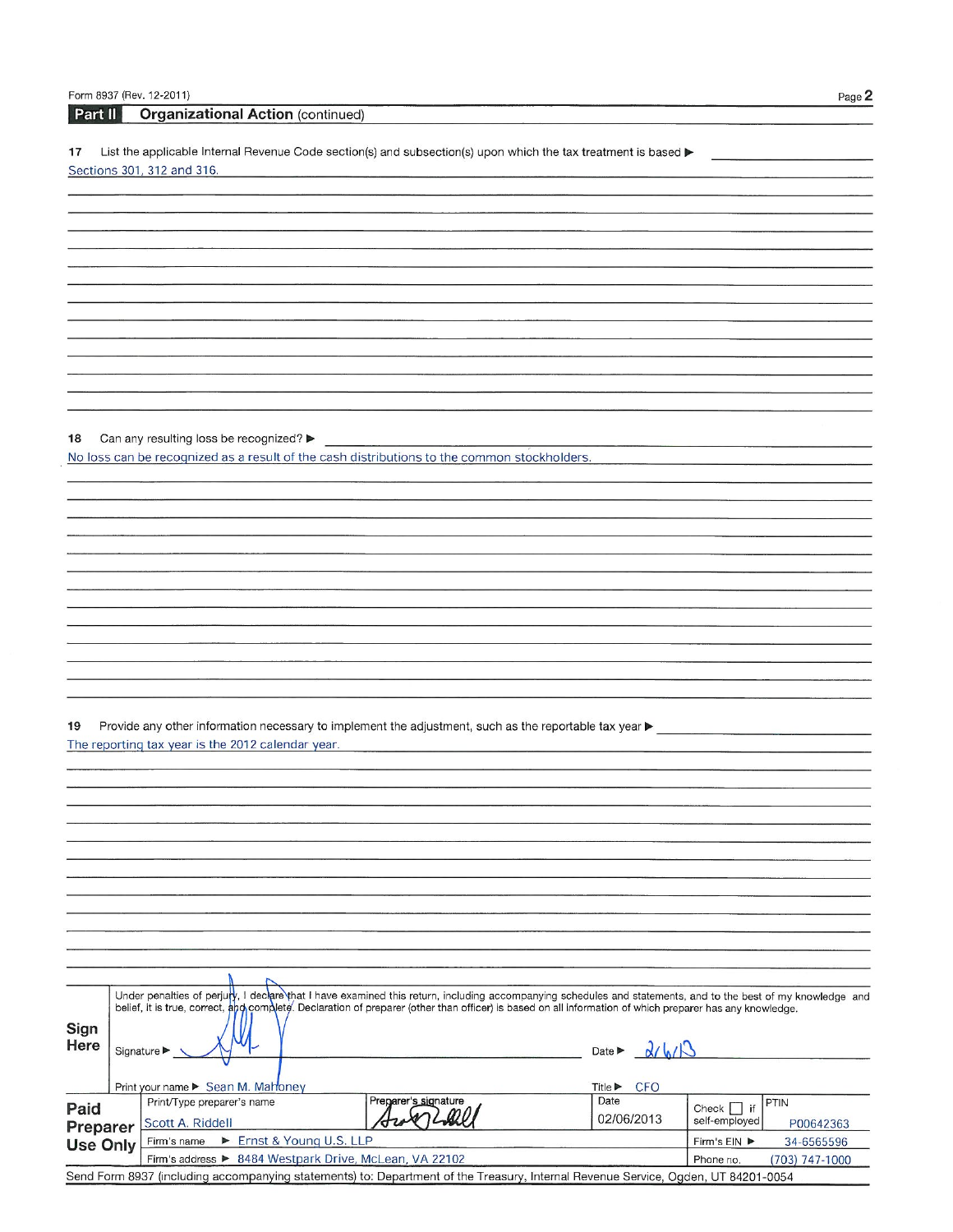Form 8937 (Rev. 12-2011)

## Part II Organizational Action (continued)

**17** List the applicable Internal Revenue Code section(s) and subsection(s) upon which the tax treatment is based ▶

Sections 301, 312 and 316.

**18** Can any resulting loss be recognized? ▶

No loss can be recognized as a result of the cash distributions to the common stockholders.

**19** Provide any other information necessary to implement the adjustment, such as the reportable tax year ▶

The reporting tax year is the 2012 calendar year.

**Sign Here**

Under penalties of perjury, I declare that I have examined this return, including accompanying schedules and statements, and to the best of my knowledge and belief, it is true, correct, and complete. Declaration of preparer (other than officer) is based on all information of which preparer has any knowledge.

Signature ▶ [signature] Date ▶ 2/6/13

Print your name ▶ Sean M. Mahoney Title ▶ CFO

**Paid Preparer Use Only**

| Print/Type preparer's name | Preparer's signature | Date | Check ☐ if self-employed | PTIN |
|---|---|---|---|---|
| Scott A. Riddell | [signature] | 02/06/2013 | | P00642363 |
| Firm's name ▶ Ernst & Young U.S. LLP | | | Firm's EIN ▶ | 34-6565596 |
| Firm's address ▶ 8484 Westpark Drive, McLean, VA 22102 | | | Phone no. | (703) 747-1000 |

Send Form 8937 (including accompanying statements) to: Department of the Treasury, Internal Revenue Service, Ogden, UT 84201-0054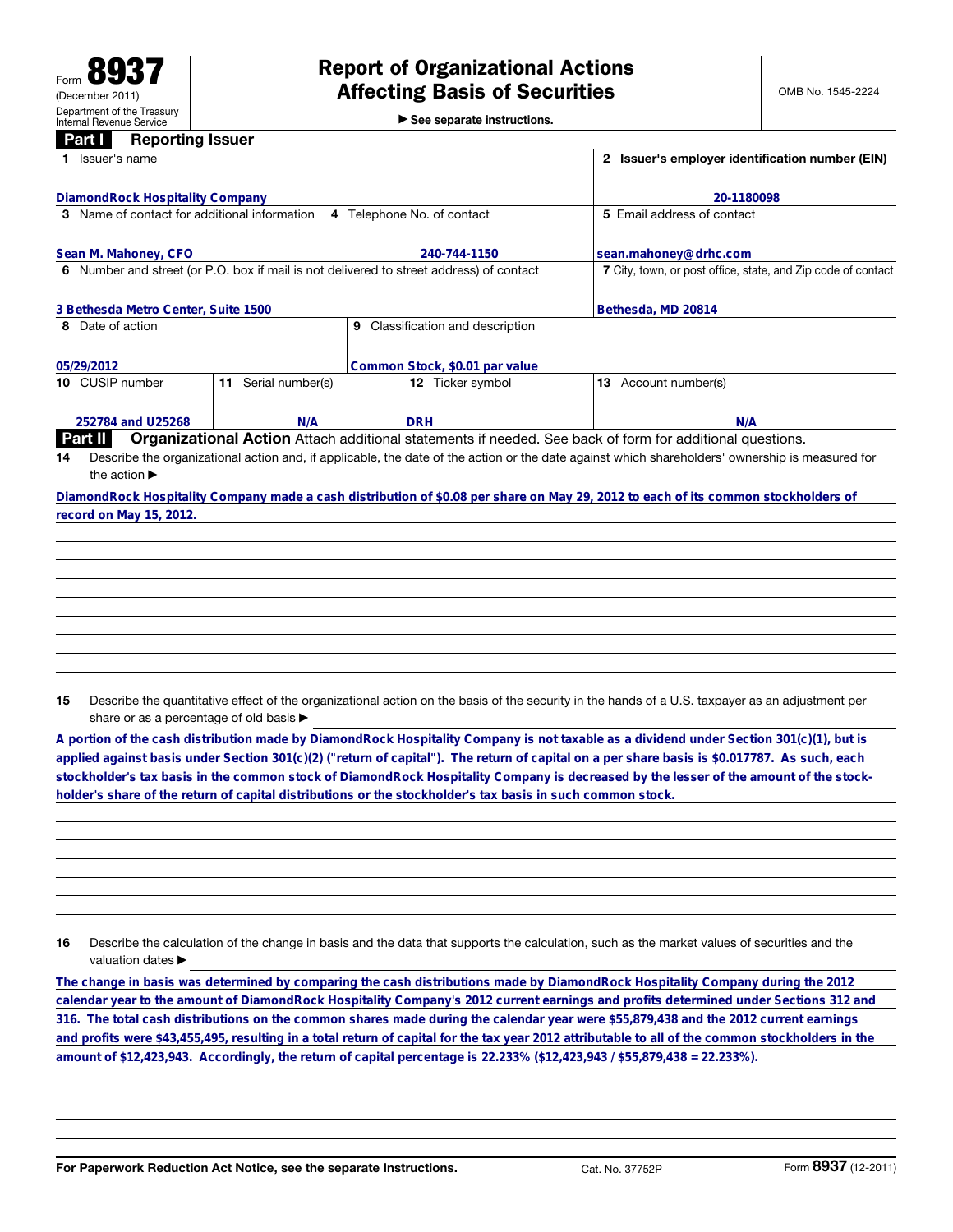Form **8937**
(December 2011)
Department of the Treasury
Internal Revenue Service

# Report of Organizational Actions Affecting Basis of Securities

▶ See separate instructions.

OMB No. 1545-2224

## Part I Reporting Issuer

| | | |
|---|---|---|
| **1** Issuer's name<br>DiamondRock Hospitality Company | | **2** Issuer's employer identification number (EIN)<br>20-1180098 |
| **3** Name of contact for additional information<br>Sean M. Mahoney, CFO | **4** Telephone No. of contact<br>240-744-1150 | **5** Email address of contact<br>sean.mahoney@drhc.com |
| **6** Number and street (or P.O. box if mail is not delivered to street address) of contact<br>3 Bethesda Metro Center, Suite 1500 | | **7** City, town, or post office, state, and Zip code of contact<br>Bethesda, MD 20814 |
| **8** Date of action<br>05/29/2012 | **9** Classification and description<br>Common Stock, $0.01 par value | |

| **10** CUSIP number | **11** Serial number(s) | **12** Ticker symbol | **13** Account number(s) |
|---|---|---|---|
| 252784 and U25268 | N/A | DRH | N/A |

## Part II Organizational Action

Attach additional statements if needed. See back of form for additional questions.

**14** Describe the organizational action and, if applicable, the date of the action or the date against which shareholders' ownership is measured for the action ▶

DiamondRock Hospitality Company made a cash distribution of $0.08 per share on May 29, 2012 to each of its common stockholders of record on May 15, 2012.

**15** Describe the quantitative effect of the organizational action on the basis of the security in the hands of a U.S. taxpayer as an adjustment per share or as a percentage of old basis ▶

A portion of the cash distribution made by DiamondRock Hospitality Company is not taxable as a dividend under Section 301(c)(1), but is applied against basis under Section 301(c)(2) ("return of capital"). The return of capital on a per share basis is $0.017787. As such, each stockholder's tax basis in the common stock of DiamondRock Hospitality Company is decreased by the lesser of the amount of the stockholder's share of the return of capital distributions or the stockholder's tax basis in such common stock.

**16** Describe the calculation of the change in basis and the data that supports the calculation, such as the market values of securities and the valuation dates ▶

The change in basis was determined by comparing the cash distributions made by DiamondRock Hospitality Company during the 2012 calendar year to the amount of DiamondRock Hospitality Company's 2012 current earnings and profits determined under Sections 312 and 316. The total cash distributions on the common shares made during the calendar year were $55,879,438 and the 2012 current earnings and profits were $43,455,495, resulting in a total return of capital for the tax year 2012 attributable to all of the common stockholders in the amount of $12,423,943. Accordingly, the return of capital percentage is 22.233% ($12,423,943 / $55,879,438 = 22.233%).

**For Paperwork Reduction Act Notice, see the separate Instructions.** Cat. No. 37752P Form **8937** (12-2011)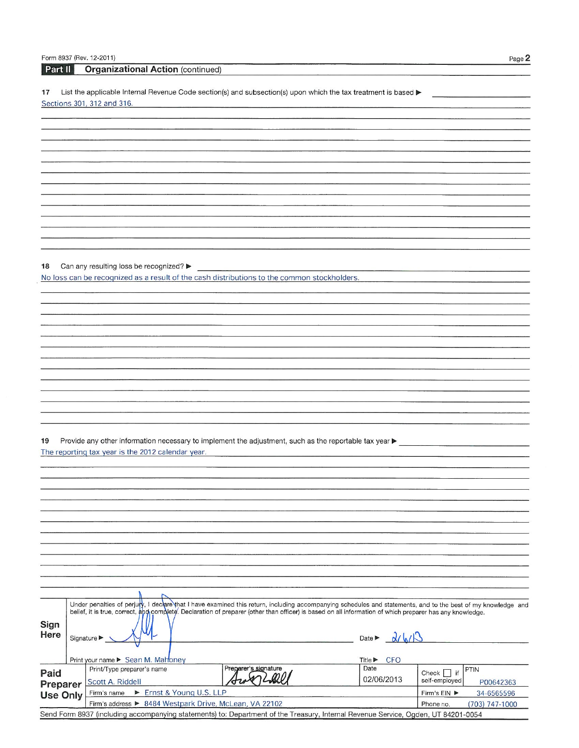Form 8937 (Rev. 12-2011)

## Part II Organizational Action (continued)

**17** List the applicable Internal Revenue Code section(s) and subsection(s) upon which the tax treatment is based ▶

Sections 301, 312 and 316.

**18** Can any resulting loss be recognized? ▶

No loss can be recognized as a result of the cash distributions to the common stockholders.

**19** Provide any other information necessary to implement the adjustment, such as the reportable tax year ▶

The reporting tax year is the 2012 calendar year.

**Sign Here**

Under penalties of perjury, I declare that I have examined this return, including accompanying schedules and statements, and to the best of my knowledge and belief, it is true, correct, and complete. Declaration of preparer (other than officer) is based on all information of which preparer has any knowledge.

Signature ▶ [signature] Date ▶ 2/6/13

Print your name ▶ Sean M. Mahoney Title ▶ CFO

**Paid Preparer Use Only**

| Print/Type preparer's name | Preparer's signature | Date | Check ☐ if self-employed | PTIN |
|---|---|---|---|---|
| Scott A. Riddell | [signature] | 02/06/2013 | | P00642363 |
| Firm's name ▶ Ernst & Young U.S. LLP | | | Firm's EIN ▶ | 34-6565596 |
| Firm's address ▶ 8484 Westpark Drive, McLean, VA 22102 | | | Phone no. | (703) 747-1000 |

Send Form 8937 (including accompanying statements) to: Department of the Treasury, Internal Revenue Service, Ogden, UT 84201-0054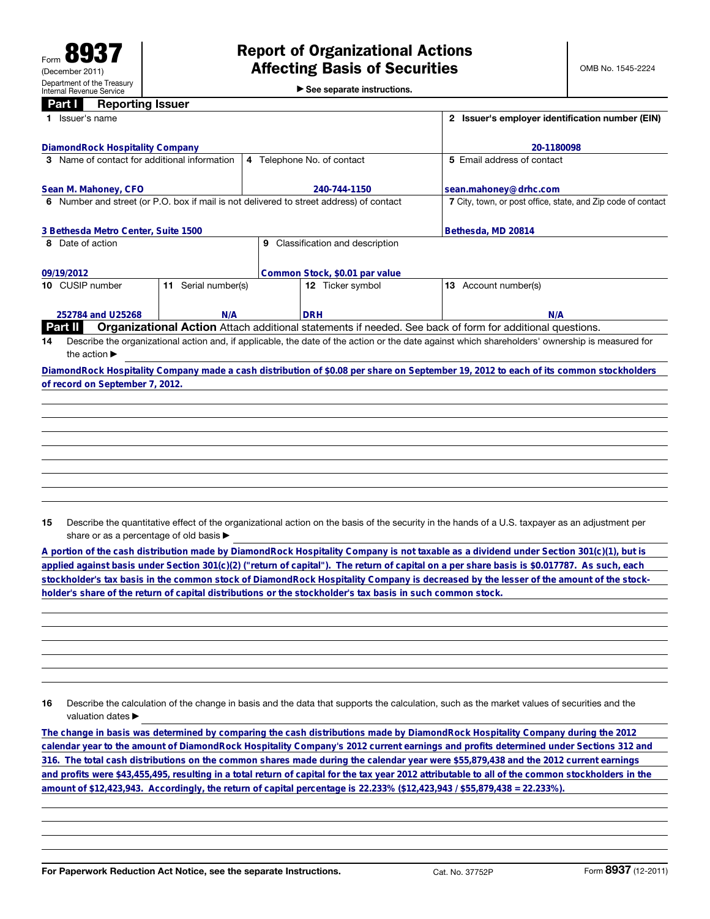Form **8937**
(December 2011)
Department of the Treasury
Internal Revenue Service

# Report of Organizational Actions Affecting Basis of Securities

▶ See separate instructions.

OMB No. 1545-2224

## Part I Reporting Issuer

| 1 Issuer's name | | | 2 Issuer's employer identification number (EIN) |
|---|---|---|---|
| DiamondRock Hospitality Company | | | 20-1180098 |
| 3 Name of contact for additional information | 4 Telephone No. of contact | | 5 Email address of contact |
| Sean M. Mahoney, CFO | 240-744-1150 | | sean.mahoney@drhc.com |
| 6 Number and street (or P.O. box if mail is not delivered to street address) of contact | | | 7 City, town, or post office, state, and Zip code of contact |
| 3 Bethesda Metro Center, Suite 1500 | | | Bethesda, MD 20814 |
| 8 Date of action | 9 Classification and description | | |
| 09/19/2012 | Common Stock, $0.01 par value | | |
| 10 CUSIP number | 11 Serial number(s) | 12 Ticker symbol | 13 Account number(s) |
| 252784 and U25268 | N/A | DRH | N/A |

## Part II Organizational Action

Attach additional statements if needed. See back of form for additional questions.

**14** Describe the organizational action and, if applicable, the date of the action or the date against which shareholders' ownership is measured for the action ▶

DiamondRock Hospitality Company made a cash distribution of $0.08 per share on September 19, 2012 to each of its common stockholders of record on September 7, 2012.

**15** Describe the quantitative effect of the organizational action on the basis of the security in the hands of a U.S. taxpayer as an adjustment per share or as a percentage of old basis ▶

A portion of the cash distribution made by DiamondRock Hospitality Company is not taxable as a dividend under Section 301(c)(1), but is applied against basis under Section 301(c)(2) ("return of capital"). The return of capital on a per share basis is $0.017787. As such, each stockholder's tax basis in the common stock of DiamondRock Hospitality Company is decreased by the lesser of the amount of the stockholder's share of the return of capital distributions or the stockholder's tax basis in such common stock.

**16** Describe the calculation of the change in basis and the data that supports the calculation, such as the market values of securities and the valuation dates ▶

The change in basis was determined by comparing the cash distributions made by DiamondRock Hospitality Company during the 2012 calendar year to the amount of DiamondRock Hospitality Company's 2012 current earnings and profits determined under Sections 312 and 316. The total cash distributions on the common shares made during the calendar year were $55,879,438 and the 2012 current earnings and profits were $43,455,495, resulting in a total return of capital for the tax year 2012 attributable to all of the common stockholders in the amount of $12,423,943. Accordingly, the return of capital percentage is 22.233% ($12,423,943 / $55,879,438 = 22.233%).

For Paperwork Reduction Act Notice, see the separate Instructions. Cat. No. 37752P Form **8937** (12-2011)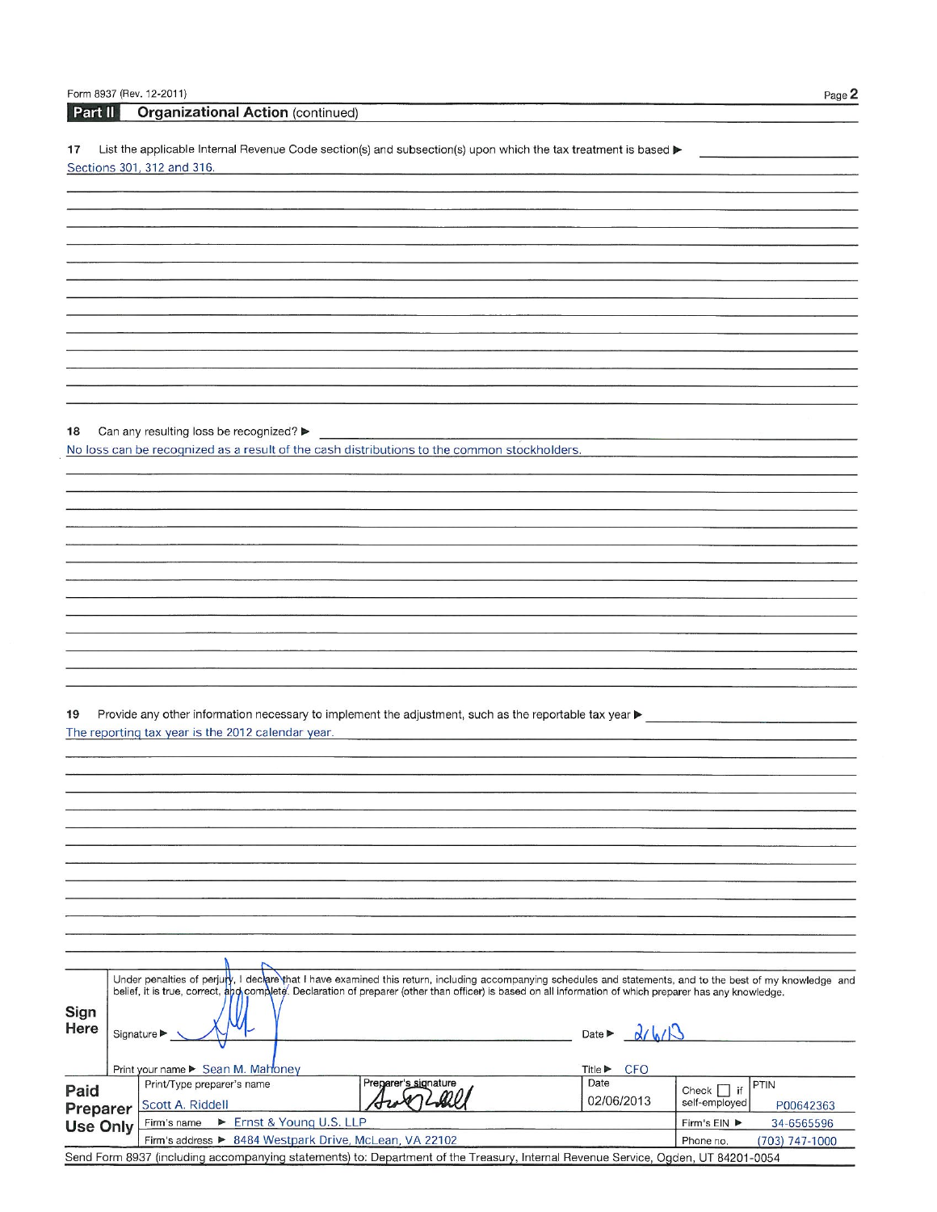Form 8937 (Rev. 12-2011)

## Part II Organizational Action (continued)

**17** List the applicable Internal Revenue Code section(s) and subsection(s) upon which the tax treatment is based ▶

Sections 301, 312 and 316.

**18** Can any resulting loss be recognized? ▶

No loss can be recognized as a result of the cash distributions to the common stockholders.

**19** Provide any other information necessary to implement the adjustment, such as the reportable tax year ▶

The reporting tax year is the 2012 calendar year.

**Sign Here**

Under penalties of perjury, I declare that I have examined this return, including accompanying schedules and statements, and to the best of my knowledge and belief, it is true, correct, and complete. Declaration of preparer (other than officer) is based on all information of which preparer has any knowledge.

Signature ▶ [signature] Date ▶ 2/6/13

Print your name ▶ Sean M. Mahoney Title ▶ CFO

**Paid Preparer Use Only**

| Print/Type preparer's name | Preparer's signature | Date | Check ☐ if self-employed | PTIN |
|---|---|---|---|---|
| Scott A. Riddell | [signature] | 02/06/2013 | | P00642363 |
| Firm's name ▶ Ernst & Young U.S. LLP | | | Firm's EIN ▶ | 34-6565596 |
| Firm's address ▶ 8484 Westpark Drive, McLean, VA 22102 | | | Phone no. | (703) 747-1000 |

Send Form 8937 (including accompanying statements) to: Department of the Treasury, Internal Revenue Service, Ogden, UT 84201-0054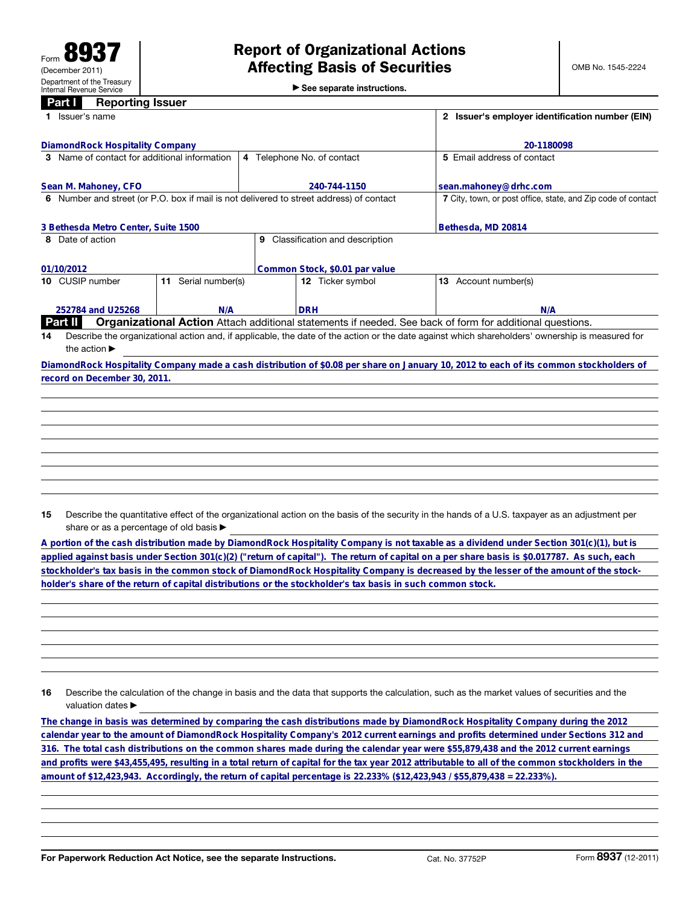Form **8937** (December 2011) Department of the Treasury Internal Revenue Service

# Report of Organizational Actions Affecting Basis of Securities

▶ See separate instructions.

OMB No. 1545-2224

## Part I Reporting Issuer

| | | | |
|---|---|---|---|
| **1** Issuer's name: DiamondRock Hospitality Company | | | **2** Issuer's employer identification number (EIN): 20-1180098 |
| **3** Name of contact for additional information: Sean M. Mahoney, CFO | **4** Telephone No. of contact: 240-744-1150 | | **5** Email address of contact: sean.mahoney@drhc.com |
| **6** Number and street (or P.O. box if mail is not delivered to street address) of contact: 3 Bethesda Metro Center, Suite 1500 | | | **7** City, town, or post office, state, and Zip code of contact: Bethesda, MD 20814 |
| **8** Date of action: 01/10/2012 | **9** Classification and description: Common Stock, $0.01 par value | | |
| **10** CUSIP number: 252784 and U25268 | **11** Serial number(s): N/A | **12** Ticker symbol: DRH | **13** Account number(s): N/A |

## Part II Organizational Action

Attach additional statements if needed. See back of form for additional questions.

**14** Describe the organizational action and, if applicable, the date of the action or the date against which shareholders' ownership is measured for the action ▶

DiamondRock Hospitality Company made a cash distribution of $0.08 per share on January 10, 2012 to each of its common stockholders of record on December 30, 2011.

**15** Describe the quantitative effect of the organizational action on the basis of the security in the hands of a U.S. taxpayer as an adjustment per share or as a percentage of old basis ▶

A portion of the cash distribution made by DiamondRock Hospitality Company is not taxable as a dividend under Section 301(c)(1), but is applied against basis under Section 301(c)(2) ("return of capital"). The return of capital on a per share basis is $0.017787. As such, each stockholder's tax basis in the common stock of DiamondRock Hospitality Company is decreased by the lesser of the amount of the stockholder's share of the return of capital distributions or the stockholder's tax basis in such common stock.

**16** Describe the calculation of the change in basis and the data that supports the calculation, such as the market values of securities and the valuation dates ▶

The change in basis was determined by comparing the cash distributions made by DiamondRock Hospitality Company during the 2012 calendar year to the amount of DiamondRock Hospitality Company's 2012 current earnings and profits determined under Sections 312 and 316. The total cash distributions on the common shares made during the calendar year were $55,879,438 and the 2012 current earnings and profits were $43,455,495, resulting in a total return of capital for the tax year 2012 attributable to all of the common stockholders in the amount of $12,423,943. Accordingly, the return of capital percentage is 22.233% ($12,423,943 / $55,879,438 = 22.233%).

For Paperwork Reduction Act Notice, see the separate Instructions. Cat. No. 37752P Form **8937** (12-2011)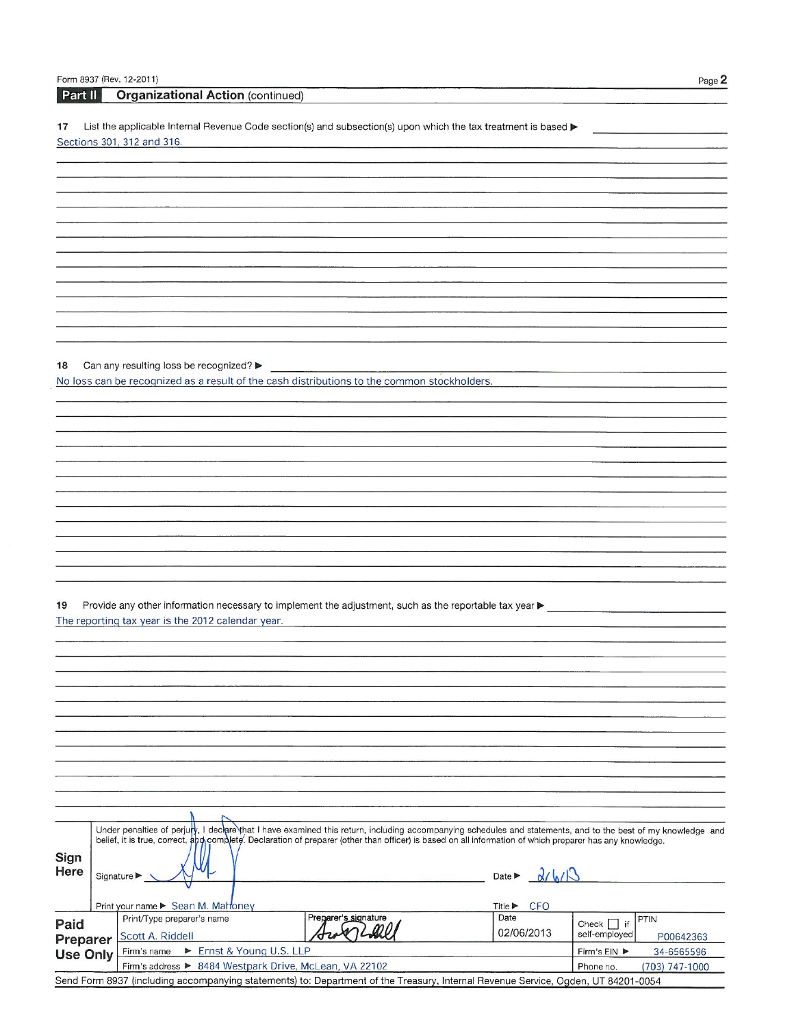Form 8937 (Rev. 12-2011)

## Part II Organizational Action (continued)

**17** List the applicable Internal Revenue Code section(s) and subsection(s) upon which the tax treatment is based ▶

Sections 301, 312 and 316.

**18** Can any resulting loss be recognized? ▶

No loss can be recognized as a result of the cash distributions to the common stockholders.

**19** Provide any other information necessary to implement the adjustment, such as the reportable tax year ▶

The reporting tax year is the 2012 calendar year.

**Sign Here**

Under penalties of perjury, I declare that I have examined this return, including accompanying schedules and statements, and to the best of my knowledge and belief, it is true, correct, and complete. Declaration of preparer (other than officer) is based on all information of which preparer has any knowledge.

Signature ▶ [signature] Date ▶ 2/6/13

Print your name ▶ Sean M. Mahoney Title ▶ CFO

**Paid Preparer Use Only**

| Print/Type preparer's name | Preparer's signature | Date | Check ☐ if self-employed | PTIN |
| --- | --- | --- | --- | --- |
| Scott A. Riddell | [signature] | 02/06/2013 | | P00642363 |
| Firm's name ▶ Ernst & Young U.S. LLP | | | Firm's EIN ▶ | 34-6565596 |
| Firm's address ▶ 8484 Westpark Drive, McLean, VA 22102 | | | Phone no. | (703) 747-1000 |

Send Form 8937 (including accompanying statements) to: Department of the Treasury, Internal Revenue Service, Ogden, UT 84201-0054